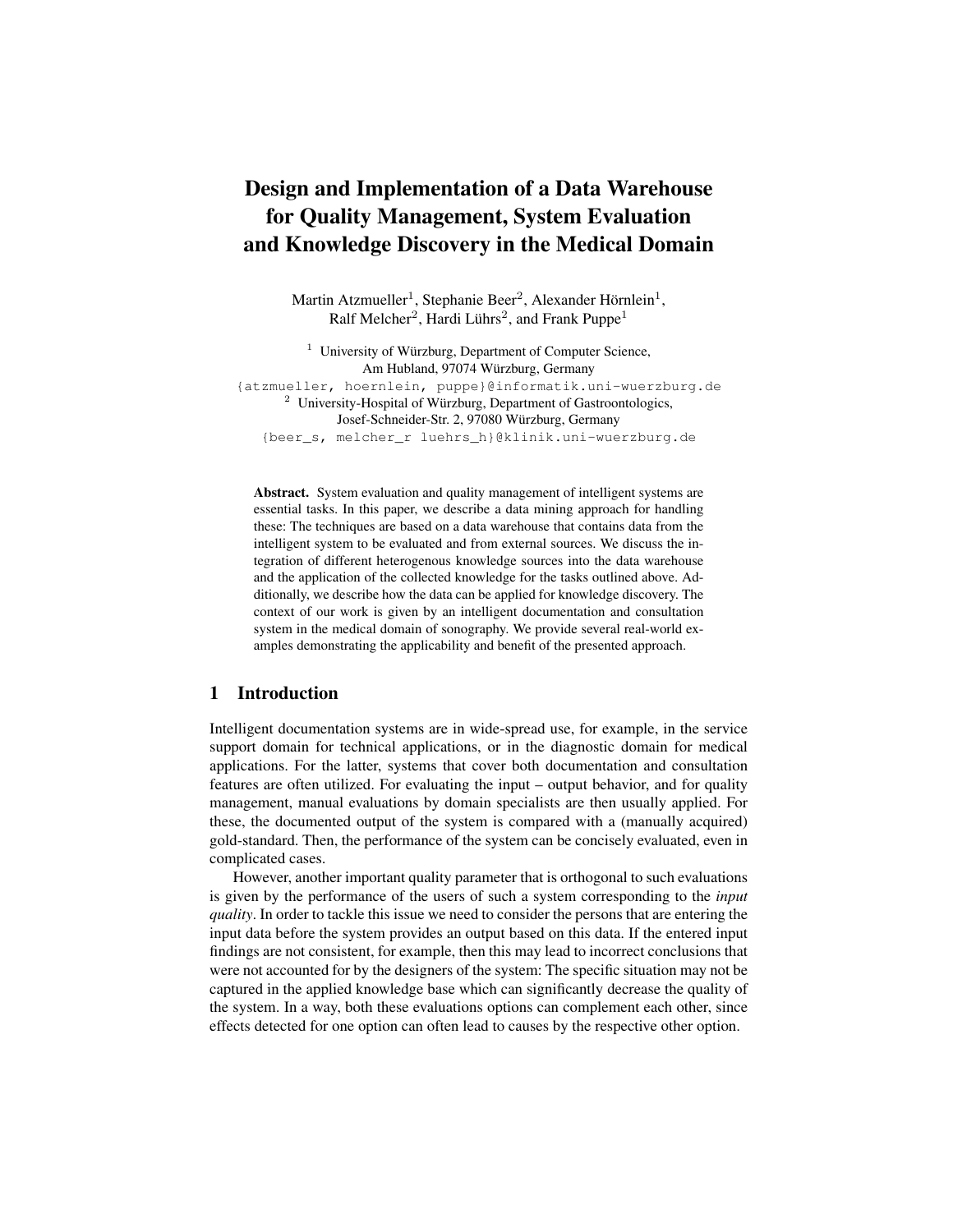# Design and Implementation of a Data Warehouse for Quality Management, System Evaluation and Knowledge Discovery in the Medical Domain

Martin Atzmueller[1], Stephanie Beer[2], Alexander Hörnlein[1], Ralf Melcher[2], Hardi Lührs[2], and Frank Puppe[1]

[1] University of Würzburg, Department of Computer Science, Am Hubland, 97074 Würzburg, Germany
{atzmueller, hoernlein, puppe}@informatik.uni-wuerzburg.de

[2] University-Hospital of Würzburg, Department of Gastroontologics, Josef-Schneider-Str. 2, 97080 Würzburg, Germany
{beer_s, melcher_r luehrs_h}@klinik.uni-wuerzburg.de

**Abstract.** System evaluation and quality management of intelligent systems are essential tasks. In this paper, we describe a data mining approach for handling these: The techniques are based on a data warehouse that contains data from the intelligent system to be evaluated and from external sources. We discuss the integration of different heterogenous knowledge sources into the data warehouse and the application of the collected knowledge for the tasks outlined above. Additionally, we describe how the data can be applied for knowledge discovery. The context of our work is given by an intelligent documentation and consultation system in the medical domain of sonography. We provide several real-world examples demonstrating the applicability and benefit of the presented approach.

## 1 Introduction

Intelligent documentation systems are in wide-spread use, for example, in the service support domain for technical applications, or in the diagnostic domain for medical applications. For the latter, systems that cover both documentation and consultation features are often utilized. For evaluating the input – output behavior, and for quality management, manual evaluations by domain specialists are then usually applied. For these, the documented output of the system is compared with a (manually acquired) gold-standard. Then, the performance of the system can be concisely evaluated, even in complicated cases.

However, another important quality parameter that is orthogonal to such evaluations is given by the performance of the users of such a system corresponding to the *input quality*. In order to tackle this issue we need to consider the persons that are entering the input data before the system provides an output based on this data. If the entered input findings are not consistent, for example, then this may lead to incorrect conclusions that were not accounted for by the designers of the system: The specific situation may not be captured in the applied knowledge base which can significantly decrease the quality of the system. In a way, both these evaluations options can complement each other, since effects detected for one option can often lead to causes by the respective other option.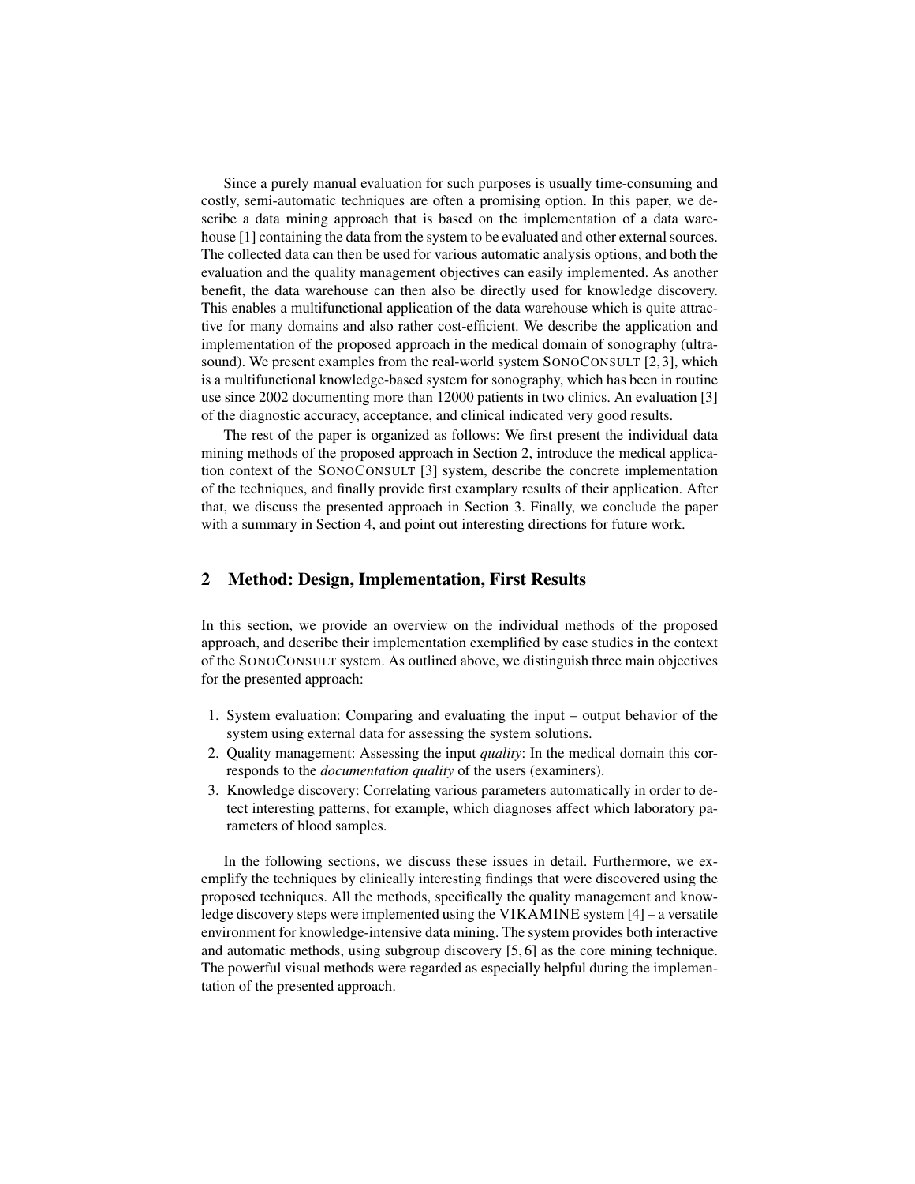Since a purely manual evaluation for such purposes is usually time-consuming and costly, semi-automatic techniques are often a promising option. In this paper, we describe a data mining approach that is based on the implementation of a data warehouse [1] containing the data from the system to be evaluated and other external sources. The collected data can then be used for various automatic analysis options, and both the evaluation and the quality management objectives can easily implemented. As another benefit, the data warehouse can then also be directly used for knowledge discovery. This enables a multifunctional application of the data warehouse which is quite attractive for many domains and also rather cost-efficient. We describe the application and implementation of the proposed approach in the medical domain of sonography (ultrasound). We present examples from the real-world system SONOCONSULT [2,3], which is a multifunctional knowledge-based system for sonography, which has been in routine use since 2002 documenting more than 12000 patients in two clinics. An evaluation [3] of the diagnostic accuracy, acceptance, and clinical indicated very good results.

The rest of the paper is organized as follows: We first present the individual data mining methods of the proposed approach in Section 2, introduce the medical application context of the SONOCONSULT [3] system, describe the concrete implementation of the techniques, and finally provide first examplary results of their application. After that, we discuss the presented approach in Section 3. Finally, we conclude the paper with a summary in Section 4, and point out interesting directions for future work.

## 2 Method: Design, Implementation, First Results

In this section, we provide an overview on the individual methods of the proposed approach, and describe their implementation exemplified by case studies in the context of the SONOCONSULT system. As outlined above, we distinguish three main objectives for the presented approach:

1. System evaluation: Comparing and evaluating the input – output behavior of the system using external data for assessing the system solutions.
2. Quality management: Assessing the input *quality*: In the medical domain this corresponds to the *documentation quality* of the users (examiners).
3. Knowledge discovery: Correlating various parameters automatically in order to detect interesting patterns, for example, which diagnoses affect which laboratory parameters of blood samples.

In the following sections, we discuss these issues in detail. Furthermore, we exemplify the techniques by clinically interesting findings that were discovered using the proposed techniques. All the methods, specifically the quality management and knowledge discovery steps were implemented using the VIKAMINE system [4] – a versatile environment for knowledge-intensive data mining. The system provides both interactive and automatic methods, using subgroup discovery [5,6] as the core mining technique. The powerful visual methods were regarded as especially helpful during the implementation of the presented approach.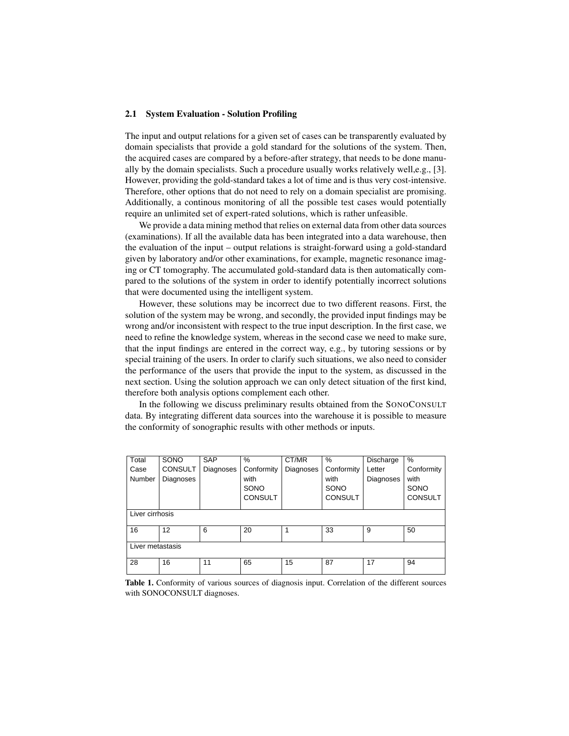### 2.1 System Evaluation - Solution Profiling

The input and output relations for a given set of cases can be transparently evaluated by domain specialists that provide a gold standard for the solutions of the system. Then, the acquired cases are compared by a before-after strategy, that needs to be done manually by the domain specialists. Such a procedure usually works relatively well,e.g., [3]. However, providing the gold-standard takes a lot of time and is thus very cost-intensive. Therefore, other options that do not need to rely on a domain specialist are promising. Additionally, a continous monitoring of all the possible test cases would potentially require an unlimited set of expert-rated solutions, which is rather unfeasible.

We provide a data mining method that relies on external data from other data sources (examinations). If all the available data has been integrated into a data warehouse, then the evaluation of the input – output relations is straight-forward using a gold-standard given by laboratory and/or other examinations, for example, magnetic resonance imaging or CT tomography. The accumulated gold-standard data is then automatically compared to the solutions of the system in order to identify potentially incorrect solutions that were documented using the intelligent system.

However, these solutions may be incorrect due to two different reasons. First, the solution of the system may be wrong, and secondly, the provided input findings may be wrong and/or inconsistent with respect to the true input description. In the first case, we need to refine the knowledge system, whereas in the second case we need to make sure, that the input findings are entered in the correct way, e.g., by tutoring sessions or by special training of the users. In order to clarify such situations, we also need to consider the performance of the users that provide the input to the system, as discussed in the next section. Using the solution approach we can only detect situation of the first kind, therefore both analysis options complement each other.

In the following we discuss preliminary results obtained from the SonoConsult data. By integrating different data sources into the warehouse it is possible to measure the conformity of sonographic results with other methods or inputs.

| Total Case Number | SONO CONSULT Diagnoses | SAP Diagnoses | % Conformity with SONO CONSULT | CT/MR Diagnoses | % Conformity with SONO CONSULT | Discharge Letter Diagnoses | % Conformity with SONO CONSULT |
|---|---|---|---|---|---|---|---|
| Liver cirrhosis | | | | | | | |
| 16 | 12 | 6 | 20 | 1 | 33 | 9 | 50 |
| Liver metastasis | | | | | | | |
| 28 | 16 | 11 | 65 | 15 | 87 | 17 | 94 |

**Table 1.** Conformity of various sources of diagnosis input. Correlation of the different sources with SONOCONSULT diagnoses.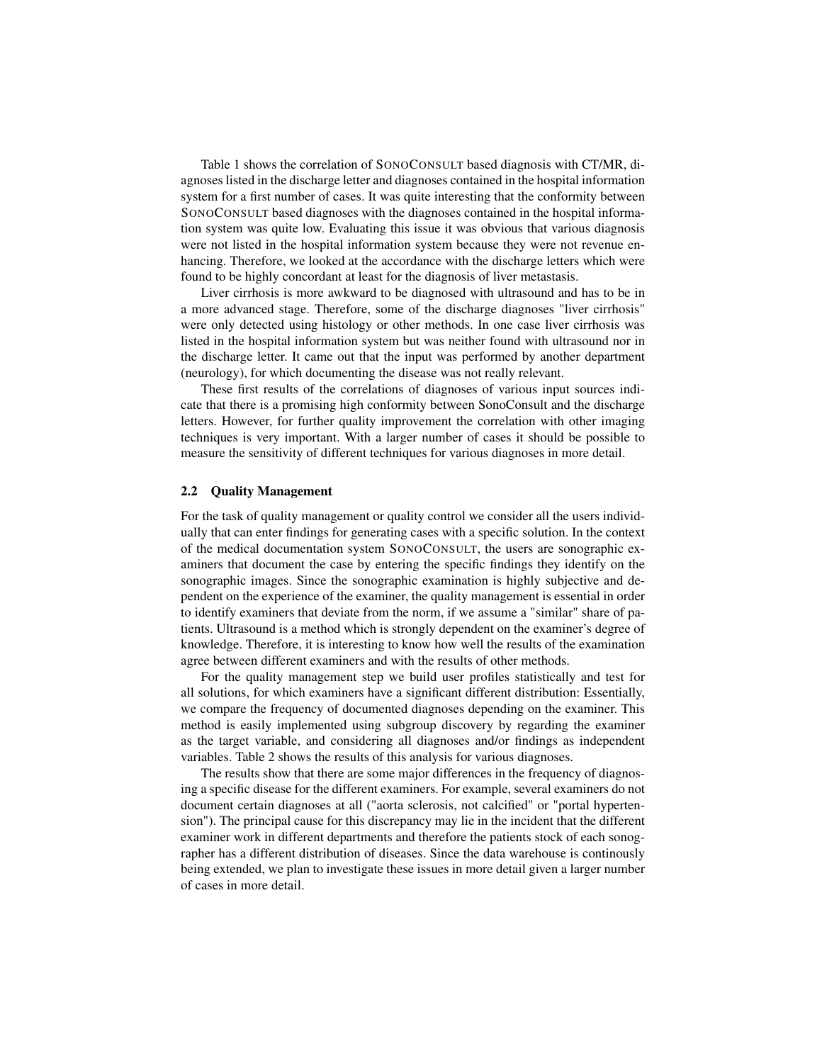Table 1 shows the correlation of SONOCONSULT based diagnosis with CT/MR, diagnoses listed in the discharge letter and diagnoses contained in the hospital information system for a first number of cases. It was quite interesting that the conformity between SONOCONSULT based diagnoses with the diagnoses contained in the hospital information system was quite low. Evaluating this issue it was obvious that various diagnosis were not listed in the hospital information system because they were not revenue enhancing. Therefore, we looked at the accordance with the discharge letters which were found to be highly concordant at least for the diagnosis of liver metastasis.

Liver cirrhosis is more awkward to be diagnosed with ultrasound and has to be in a more advanced stage. Therefore, some of the discharge diagnoses "liver cirrhosis" were only detected using histology or other methods. In one case liver cirrhosis was listed in the hospital information system but was neither found with ultrasound nor in the discharge letter. It came out that the input was performed by another department (neurology), for which documenting the disease was not really relevant.

These first results of the correlations of diagnoses of various input sources indicate that there is a promising high conformity between SonoConsult and the discharge letters. However, for further quality improvement the correlation with other imaging techniques is very important. With a larger number of cases it should be possible to measure the sensitivity of different techniques for various diagnoses in more detail.

### 2.2 Quality Management

For the task of quality management or quality control we consider all the users individually that can enter findings for generating cases with a specific solution. In the context of the medical documentation system SONOCONSULT, the users are sonographic examiners that document the case by entering the specific findings they identify on the sonographic images. Since the sonographic examination is highly subjective and dependent on the experience of the examiner, the quality management is essential in order to identify examiners that deviate from the norm, if we assume a "similar" share of patients. Ultrasound is a method which is strongly dependent on the examiner's degree of knowledge. Therefore, it is interesting to know how well the results of the examination agree between different examiners and with the results of other methods.

For the quality management step we build user profiles statistically and test for all solutions, for which examiners have a significant different distribution: Essentially, we compare the frequency of documented diagnoses depending on the examiner. This method is easily implemented using subgroup discovery by regarding the examiner as the target variable, and considering all diagnoses and/or findings as independent variables. Table 2 shows the results of this analysis for various diagnoses.

The results show that there are some major differences in the frequency of diagnosing a specific disease for the different examiners. For example, several examiners do not document certain diagnoses at all ("aorta sclerosis, not calcified" or "portal hypertension"). The principal cause for this discrepancy may lie in the incident that the different examiner work in different departments and therefore the patients stock of each sonographer has a different distribution of diseases. Since the data warehouse is continously being extended, we plan to investigate these issues in more detail given a larger number of cases in more detail.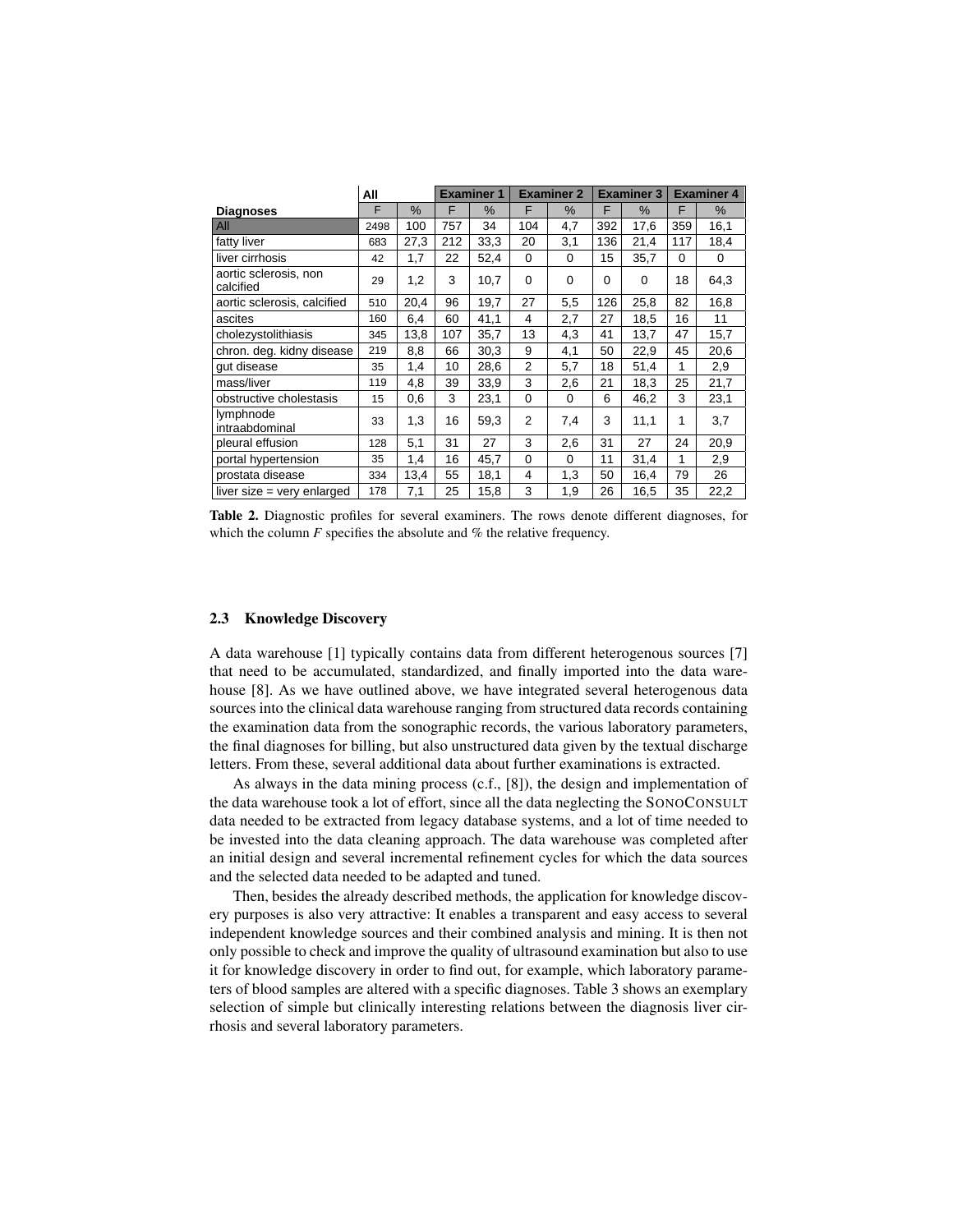| Diagnoses | All | | Examiner 1 | | Examiner 2 | | Examiner 3 | | Examiner 4 | |
|---|---|---|---|---|---|---|---|---|---|---|
| | F | % | F | % | F | % | F | % | F | % |
| All | 2498 | 100 | 757 | 34 | 104 | 4,7 | 392 | 17,6 | 359 | 16,1 |
| fatty liver | 683 | 27,3 | 212 | 33,3 | 20 | 3,1 | 136 | 21,4 | 117 | 18,4 |
| liver cirrhosis | 42 | 1,7 | 22 | 52,4 | 0 | 0 | 15 | 35,7 | 0 | 0 |
| aortic sclerosis, non calcified | 29 | 1,2 | 3 | 10,7 | 0 | 0 | 0 | 0 | 18 | 64,3 |
| aortic sclerosis, calcified | 510 | 20,4 | 96 | 19,7 | 27 | 5,5 | 126 | 25,8 | 82 | 16,8 |
| ascites | 160 | 6,4 | 60 | 41,1 | 4 | 2,7 | 27 | 18,5 | 16 | 11 |
| cholezystolithiasis | 345 | 13,8 | 107 | 35,7 | 13 | 4,3 | 41 | 13,7 | 47 | 15,7 |
| chron. deg. kidny disease | 219 | 8,8 | 66 | 30,3 | 9 | 4,1 | 50 | 22,9 | 45 | 20,6 |
| gut disease | 35 | 1,4 | 10 | 28,6 | 2 | 5,7 | 18 | 51,4 | 1 | 2,9 |
| mass/liver | 119 | 4,8 | 39 | 33,9 | 3 | 2,6 | 21 | 18,3 | 25 | 21,7 |
| obstructive cholestasis | 15 | 0,6 | 3 | 23,1 | 0 | 0 | 6 | 46,2 | 3 | 23,1 |
| lymphnode intraabdominal | 33 | 1,3 | 16 | 59,3 | 2 | 7,4 | 3 | 11,1 | 1 | 3,7 |
| pleural effusion | 128 | 5,1 | 31 | 27 | 3 | 2,6 | 31 | 27 | 24 | 20,9 |
| portal hypertension | 35 | 1,4 | 16 | 45,7 | 0 | 0 | 11 | 31,4 | 1 | 2,9 |
| prostata disease | 334 | 13,4 | 55 | 18,1 | 4 | 1,3 | 50 | 16,4 | 79 | 26 |
| liver size = very enlarged | 178 | 7,1 | 25 | 15,8 | 3 | 1,9 | 26 | 16,5 | 35 | 22,2 |

**Table 2.** Diagnostic profiles for several examiners. The rows denote different diagnoses, for which the column *F* specifies the absolute and % the relative frequency.

### 2.3 Knowledge Discovery

A data warehouse [1] typically contains data from different heterogenous sources [7] that need to be accumulated, standardized, and finally imported into the data warehouse [8]. As we have outlined above, we have integrated several heterogenous data sources into the clinical data warehouse ranging from structured data records containing the examination data from the sonographic records, the various laboratory parameters, the final diagnoses for billing, but also unstructured data given by the textual discharge letters. From these, several additional data about further examinations is extracted.

As always in the data mining process (c.f., [8]), the design and implementation of the data warehouse took a lot of effort, since all the data neglecting the SonoConsult data needed to be extracted from legacy database systems, and a lot of time needed to be invested into the data cleaning approach. The data warehouse was completed after an initial design and several incremental refinement cycles for which the data sources and the selected data needed to be adapted and tuned.

Then, besides the already described methods, the application for knowledge discovery purposes is also very attractive: It enables a transparent and easy access to several independent knowledge sources and their combined analysis and mining. It is then not only possible to check and improve the quality of ultrasound examination but also to use it for knowledge discovery in order to find out, for example, which laboratory parameters of blood samples are altered with a specific diagnoses. Table 3 shows an exemplary selection of simple but clinically interesting relations between the diagnosis liver cirrhosis and several laboratory parameters.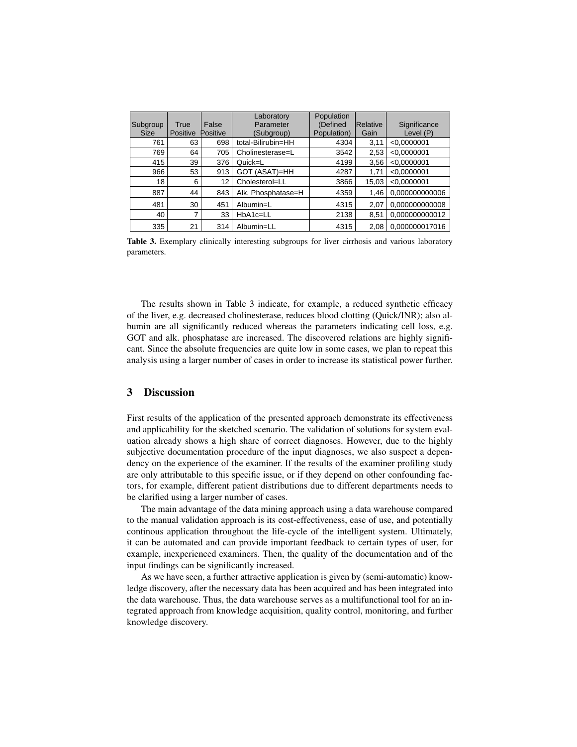| Subgroup Size | True Positive | False Positive | Laboratory Parameter (Subgroup) | Population (Defined Population) | Relative Gain | Significance Level (P) |
|---|---|---|---|---|---|---|
| 761 | 63 | 698 | total-Bilirubin=HH | 4304 | 3,11 | <0,0000001 |
| 769 | 64 | 705 | Cholinesterase=L | 3542 | 2,53 | <0,0000001 |
| 415 | 39 | 376 | Quick=L | 4199 | 3,56 | <0,0000001 |
| 966 | 53 | 913 | GOT (ASAT)=HH | 4287 | 1,71 | <0,0000001 |
| 18 | 6 | 12 | Cholesterol=LL | 3866 | 15,03 | <0,0000001 |
| 887 | 44 | 843 | Alk. Phosphatase=H | 4359 | 1,46 | 0,000000000006 |
| 481 | 30 | 451 | Albumin=L | 4315 | 2,07 | 0,000000000008 |
| 40 | 7 | 33 | HbA1c=LL | 2138 | 8,51 | 0,000000000012 |
| 335 | 21 | 314 | Albumin=LL | 4315 | 2,08 | 0,000000017016 |

**Table 3.** Exemplary clinically interesting subgroups for liver cirrhosis and various laboratory parameters.

The results shown in Table 3 indicate, for example, a reduced synthetic efficacy of the liver, e.g. decreased cholinesterase, reduces blood clotting (Quick/INR); also albumin are all significantly reduced whereas the parameters indicating cell loss, e.g. GOT and alk. phosphatase are increased. The discovered relations are highly significant. Since the absolute frequencies are quite low in some cases, we plan to repeat this analysis using a larger number of cases in order to increase its statistical power further.

## 3 Discussion

First results of the application of the presented approach demonstrate its effectiveness and applicability for the sketched scenario. The validation of solutions for system evaluation already shows a high share of correct diagnoses. However, due to the highly subjective documentation procedure of the input diagnoses, we also suspect a dependency on the experience of the examiner. If the results of the examiner profiling study are only attributable to this specific issue, or if they depend on other confounding factors, for example, different patient distributions due to different departments needs to be clarified using a larger number of cases.

The main advantage of the data mining approach using a data warehouse compared to the manual validation approach is its cost-effectiveness, ease of use, and potentially continous application throughout the life-cycle of the intelligent system. Ultimately, it can be automated and can provide important feedback to certain types of user, for example, inexperienced examiners. Then, the quality of the documentation and of the input findings can be significantly increased.

As we have seen, a further attractive application is given by (semi-automatic) knowledge discovery, after the necessary data has been acquired and has been integrated into the data warehouse. Thus, the data warehouse serves as a multifunctional tool for an integrated approach from knowledge acquisition, quality control, monitoring, and further knowledge discovery.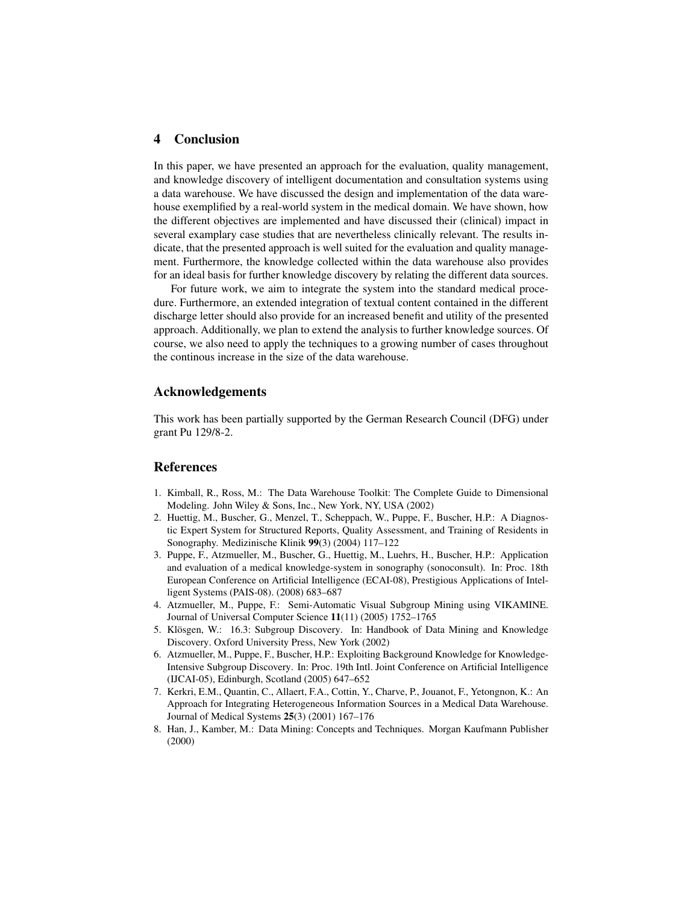## 4 Conclusion

In this paper, we have presented an approach for the evaluation, quality management, and knowledge discovery of intelligent documentation and consultation systems using a data warehouse. We have discussed the design and implementation of the data warehouse exemplified by a real-world system in the medical domain. We have shown, how the different objectives are implemented and have discussed their (clinical) impact in several examplary case studies that are nevertheless clinically relevant. The results indicate, that the presented approach is well suited for the evaluation and quality management. Furthermore, the knowledge collected within the data warehouse also provides for an ideal basis for further knowledge discovery by relating the different data sources.

For future work, we aim to integrate the system into the standard medical procedure. Furthermore, an extended integration of textual content contained in the different discharge letter should also provide for an increased benefit and utility of the presented approach. Additionally, we plan to extend the analysis to further knowledge sources. Of course, we also need to apply the techniques to a growing number of cases throughout the continous increase in the size of the data warehouse.

## Acknowledgements

This work has been partially supported by the German Research Council (DFG) under grant Pu 129/8-2.

## References

1. Kimball, R., Ross, M.: The Data Warehouse Toolkit: The Complete Guide to Dimensional Modeling. John Wiley & Sons, Inc., New York, NY, USA (2002)
2. Huettig, M., Buscher, G., Menzel, T., Scheppach, W., Puppe, F., Buscher, H.P.: A Diagnostic Expert System for Structured Reports, Quality Assessment, and Training of Residents in Sonography. Medizinische Klinik **99**(3) (2004) 117–122
3. Puppe, F., Atzmueller, M., Buscher, G., Huettig, M., Luehrs, H., Buscher, H.P.: Application and evaluation of a medical knowledge-system in sonography (sonoconsult). In: Proc. 18th European Conference on Artificial Intelligence (ECAI-08), Prestigious Applications of Intelligent Systems (PAIS-08). (2008) 683–687
4. Atzmueller, M., Puppe, F.: Semi-Automatic Visual Subgroup Mining using VIKAMINE. Journal of Universal Computer Science **11**(11) (2005) 1752–1765
5. Klösgen, W.: 16.3: Subgroup Discovery. In: Handbook of Data Mining and Knowledge Discovery. Oxford University Press, New York (2002)
6. Atzmueller, M., Puppe, F., Buscher, H.P.: Exploiting Background Knowledge for Knowledge-Intensive Subgroup Discovery. In: Proc. 19th Intl. Joint Conference on Artificial Intelligence (IJCAI-05), Edinburgh, Scotland (2005) 647–652
7. Kerkri, E.M., Quantin, C., Allaert, F.A., Cottin, Y., Charve, P., Jouanot, F., Yetongnon, K.: An Approach for Integrating Heterogeneous Information Sources in a Medical Data Warehouse. Journal of Medical Systems **25**(3) (2001) 167–176
8. Han, J., Kamber, M.: Data Mining: Concepts and Techniques. Morgan Kaufmann Publisher (2000)